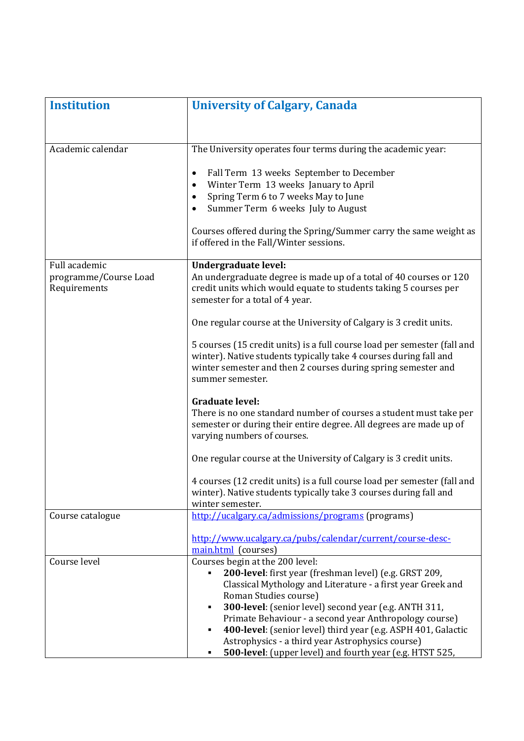| Institution | University of Calgary, Canada |
| --- | --- |
| Academic calendar | The University operates four terms during the academic year:<br><br>• Fall Term 13 weeks September to December<br>• Winter Term 13 weeks January to April<br>• Spring Term 6 to 7 weeks May to June<br>• Summer Term 6 weeks July to August<br><br>Courses offered during the Spring/Summer carry the same weight as if offered in the Fall/Winter sessions. |
| Full academic programme/Course Load Requirements | **Undergraduate level:**<br>An undergraduate degree is made up of a total of 40 courses or 120 credit units which would equate to students taking 5 courses per semester for a total of 4 year.<br><br>One regular course at the University of Calgary is 3 credit units.<br><br>5 courses (15 credit units) is a full course load per semester (fall and winter). Native students typically take 4 courses during fall and winter semester and then 2 courses during spring semester and summer semester.<br><br>**Graduate level:**<br>There is no one standard number of courses a student must take per semester or during their entire degree. All degrees are made up of varying numbers of courses.<br><br>One regular course at the University of Calgary is 3 credit units.<br><br>4 courses (12 credit units) is a full course load per semester (fall and winter). Native students typically take 3 courses during fall and winter semester. |
| Course catalogue | [http://ucalgary.ca/admissions/programs](http://ucalgary.ca/admissions/programs) (programs)<br><br>[http://www.ucalgary.ca/pubs/calendar/current/course-desc-main.html](http://www.ucalgary.ca/pubs/calendar/current/course-desc-main.html) (courses) |
| Course level | Courses begin at the 200 level:<br>▪ **200-level**: first year (freshman level) (e.g. GRST 209, Classical Mythology and Literature - a first year Greek and Roman Studies course)<br>▪ **300-level**: (senior level) second year (e.g. ANTH 311, Primate Behaviour - a second year Anthropology course)<br>▪ **400-level**: (senior level) third year (e.g. ASPH 401, Galactic Astrophysics - a third year Astrophysics course)<br>▪ **500-level**: (upper level) and fourth year (e.g. HTST 525, |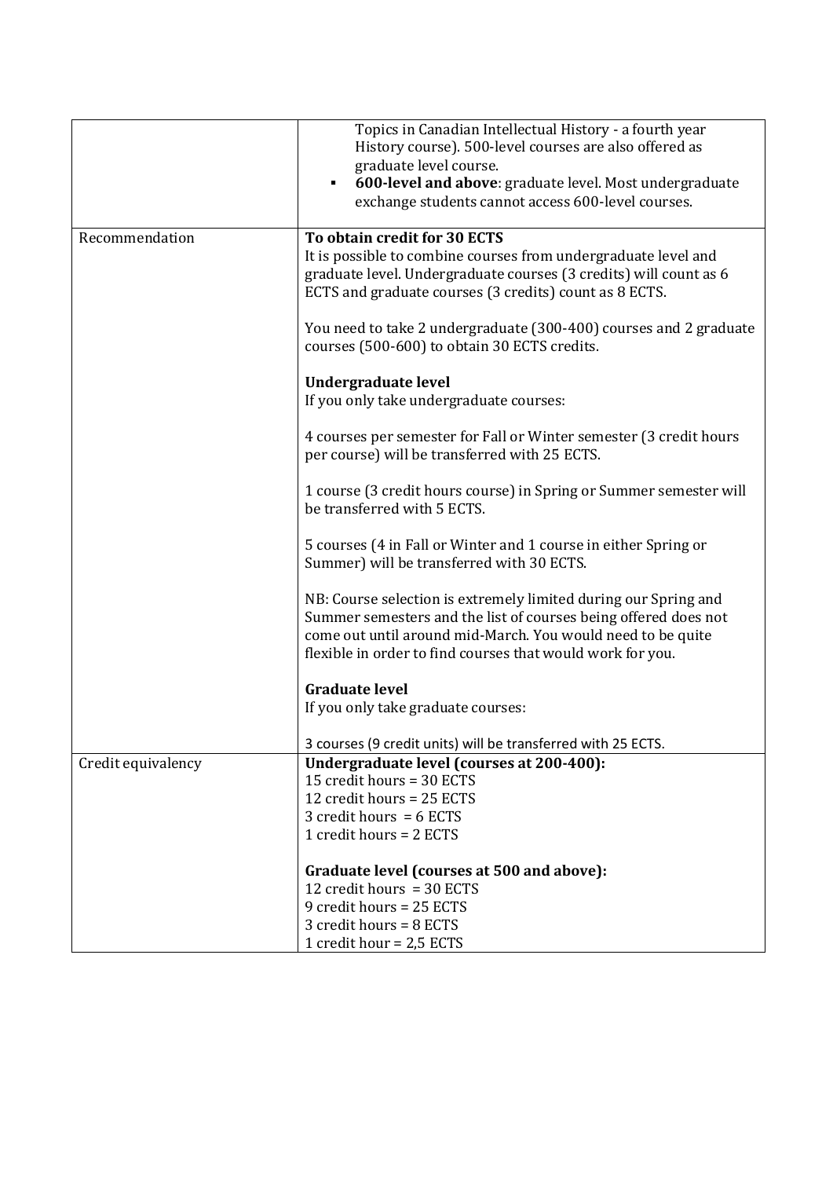| | |
|---|---|
| | Topics in Canadian Intellectual History - a fourth year History course). 500-level courses are also offered as graduate level course.<br>▪ **600-level and above**: graduate level. Most undergraduate exchange students cannot access 600-level courses. |
| Recommendation | **To obtain credit for 30 ECTS**<br>It is possible to combine courses from undergraduate level and graduate level. Undergraduate courses (3 credits) will count as 6 ECTS and graduate courses (3 credits) count as 8 ECTS.<br><br>You need to take 2 undergraduate (300-400) courses and 2 graduate courses (500-600) to obtain 30 ECTS credits.<br><br>**Undergraduate level**<br>If you only take undergraduate courses:<br><br>4 courses per semester for Fall or Winter semester (3 credit hours per course) will be transferred with 25 ECTS.<br><br>1 course (3 credit hours course) in Spring or Summer semester will be transferred with 5 ECTS.<br><br>5 courses (4 in Fall or Winter and 1 course in either Spring or Summer) will be transferred with 30 ECTS.<br><br>NB: Course selection is extremely limited during our Spring and Summer semesters and the list of courses being offered does not come out until around mid-March. You would need to be quite flexible in order to find courses that would work for you.<br><br>**Graduate level**<br>If you only take graduate courses:<br><br>3 courses (9 credit units) will be transferred with 25 ECTS. |
| Credit equivalency | **Undergraduate level (courses at 200-400):**<br>15 credit hours = 30 ECTS<br>12 credit hours = 25 ECTS<br>3 credit hours = 6 ECTS<br>1 credit hours = 2 ECTS<br><br>**Graduate level (courses at 500 and above):**<br>12 credit hours = 30 ECTS<br>9 credit hours = 25 ECTS<br>3 credit hours = 8 ECTS<br>1 credit hour = 2,5 ECTS |